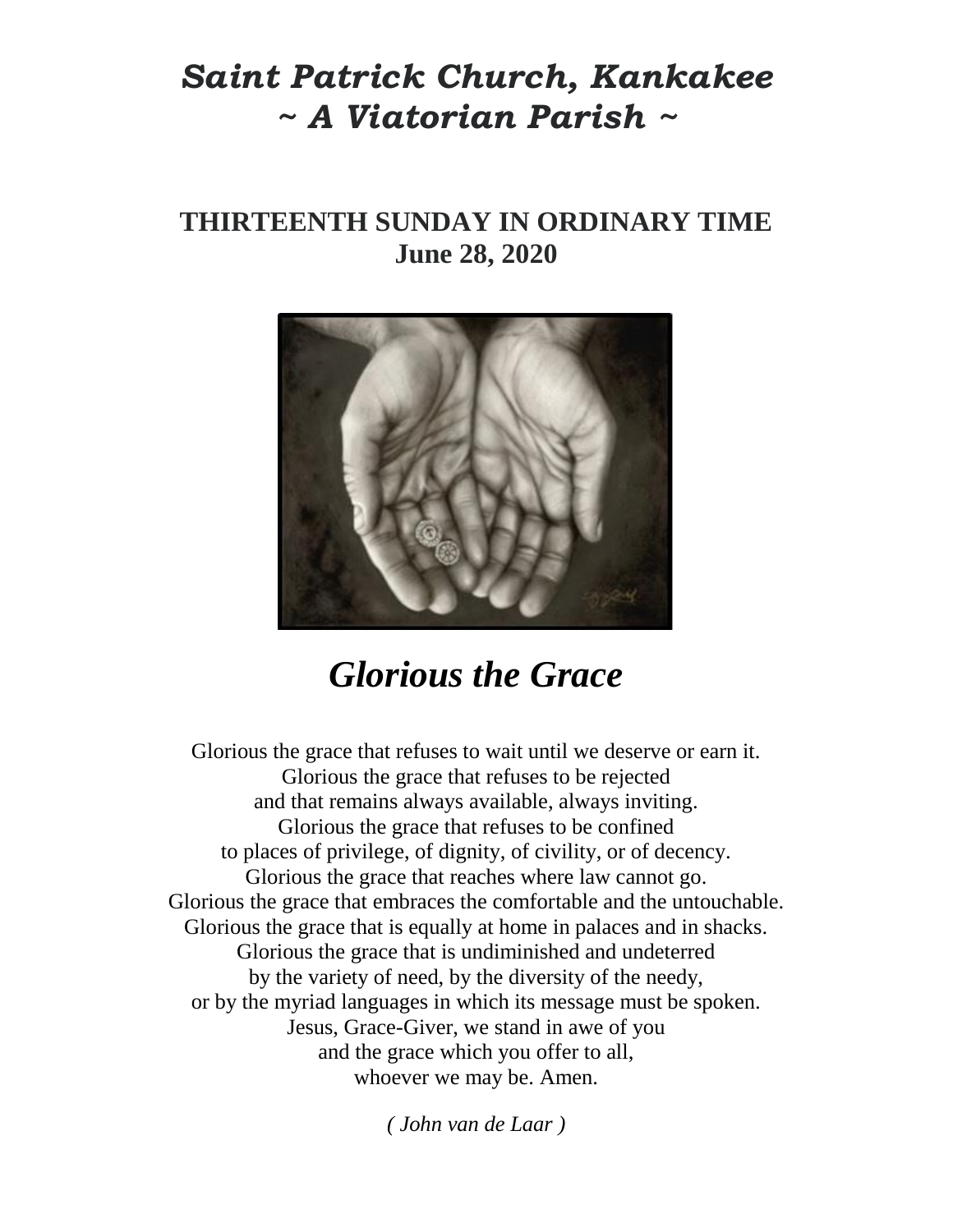# *Saint Patrick Church, Kankakee*
# *~ A Viatorian Parish ~*

## THIRTEENTH SUNDAY IN ORDINARY TIME
## June 28, 2020

## *Glorious the Grace*

Glorious the grace that refuses to wait until we deserve or earn it.
Glorious the grace that refuses to be rejected
and that remains always available, always inviting.
Glorious the grace that refuses to be confined
to places of privilege, of dignity, of civility, or of decency.
Glorious the grace that reaches where law cannot go.
Glorious the grace that embraces the comfortable and the untouchable.
Glorious the grace that is equally at home in palaces and in shacks.
Glorious the grace that is undiminished and undeterred
by the variety of need, by the diversity of the needy,
or by the myriad languages in which its message must be spoken.
Jesus, Grace-Giver, we stand in awe of you
and the grace which you offer to all,
whoever we may be. Amen.

*( John van de Laar )*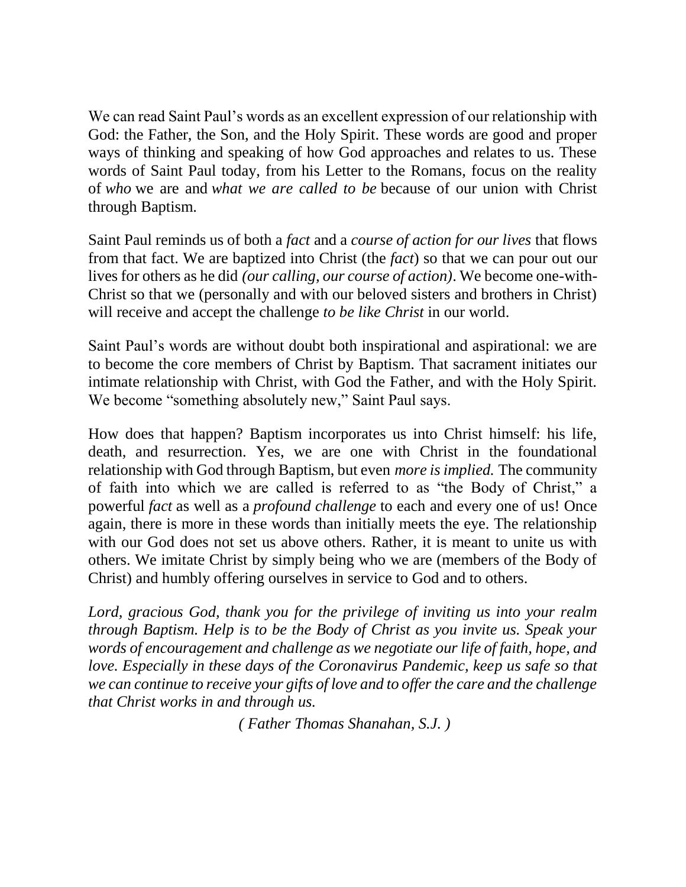We can read Saint Paul's words as an excellent expression of our relationship with God: the Father, the Son, and the Holy Spirit. These words are good and proper ways of thinking and speaking of how God approaches and relates to us. These words of Saint Paul today, from his Letter to the Romans, focus on the reality of *who* we are and *what we are called to be* because of our union with Christ through Baptism.

Saint Paul reminds us of both a *fact* and a *course of action for our lives* that flows from that fact. We are baptized into Christ (the *fact*) so that we can pour out our lives for others as he did *(our calling, our course of action)*. We become one-with-Christ so that we (personally and with our beloved sisters and brothers in Christ) will receive and accept the challenge *to be like Christ* in our world.

Saint Paul's words are without doubt both inspirational and aspirational: we are to become the core members of Christ by Baptism. That sacrament initiates our intimate relationship with Christ, with God the Father, and with the Holy Spirit. We become "something absolutely new," Saint Paul says.

How does that happen? Baptism incorporates us into Christ himself: his life, death, and resurrection. Yes, we are one with Christ in the foundational relationship with God through Baptism, but even *more is implied.* The community of faith into which we are called is referred to as "the Body of Christ," a powerful *fact* as well as a *profound challenge* to each and every one of us! Once again, there is more in these words than initially meets the eye. The relationship with our God does not set us above others. Rather, it is meant to unite us with others. We imitate Christ by simply being who we are (members of the Body of Christ) and humbly offering ourselves in service to God and to others.

*Lord, gracious God, thank you for the privilege of inviting us into your realm through Baptism. Help is to be the Body of Christ as you invite us. Speak your words of encouragement and challenge as we negotiate our life of faith, hope, and love. Especially in these days of the Coronavirus Pandemic, keep us safe so that we can continue to receive your gifts of love and to offer the care and the challenge that Christ works in and through us.*

*( Father Thomas Shanahan, S.J. )*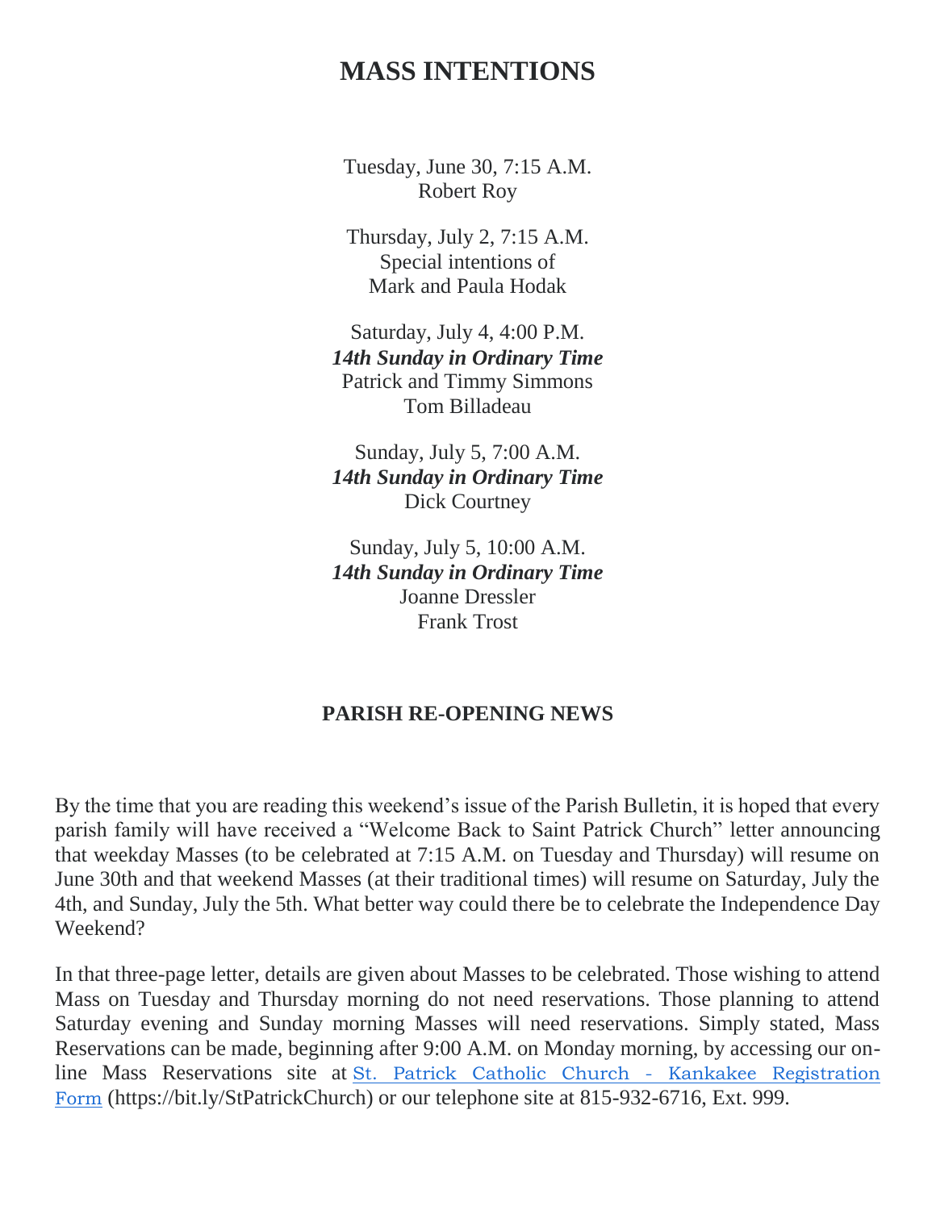# MASS INTENTIONS

Tuesday, June 30, 7:15 A.M.
Robert Roy

Thursday, July 2, 7:15 A.M.
Special intentions of
Mark and Paula Hodak

Saturday, July 4, 4:00 P.M.
***14th Sunday in Ordinary Time***
Patrick and Timmy Simmons
Tom Billadeau

Sunday, July 5, 7:00 A.M.
***14th Sunday in Ordinary Time***
Dick Courtney

Sunday, July 5, 10:00 A.M.
***14th Sunday in Ordinary Time***
Joanne Dressler
Frank Trost

**PARISH RE-OPENING NEWS**

By the time that you are reading this weekend's issue of the Parish Bulletin, it is hoped that every parish family will have received a "Welcome Back to Saint Patrick Church" letter announcing that weekday Masses (to be celebrated at 7:15 A.M. on Tuesday and Thursday) will resume on June 30th and that weekend Masses (at their traditional times) will resume on Saturday, July the 4th, and Sunday, July the 5th. What better way could there be to celebrate the Independence Day Weekend?

In that three-page letter, details are given about Masses to be celebrated. Those wishing to attend Mass on Tuesday and Thursday morning do not need reservations. Those planning to attend Saturday evening and Sunday morning Masses will need reservations. Simply stated, Mass Reservations can be made, beginning after 9:00 A.M. on Monday morning, by accessing our on-line Mass Reservations site at St. Patrick Catholic Church - Kankakee Registration Form (https://bit.ly/StPatrickChurch) or our telephone site at 815-932-6716, Ext. 999.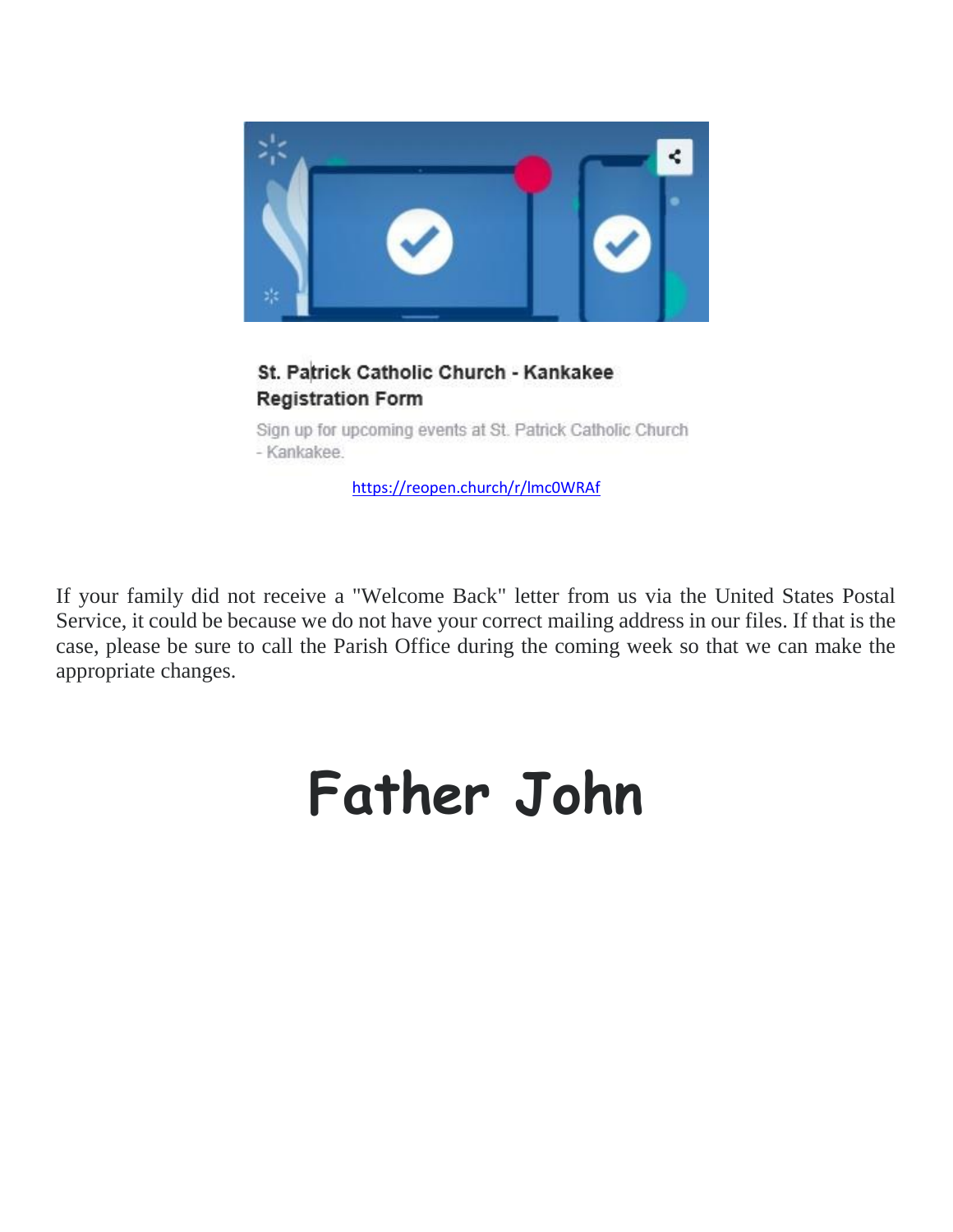**St. Patrick Catholic Church - Kankakee Registration Form**

Sign up for upcoming events at St. Patrick Catholic Church - Kankakee.

https://reopen.church/r/lmc0WRAf

If your family did not receive a "Welcome Back" letter from us via the United States Postal Service, it could be because we do not have your correct mailing address in our files. If that is the case, please be sure to call the Parish Office during the coming week so that we can make the appropriate changes.

# Father John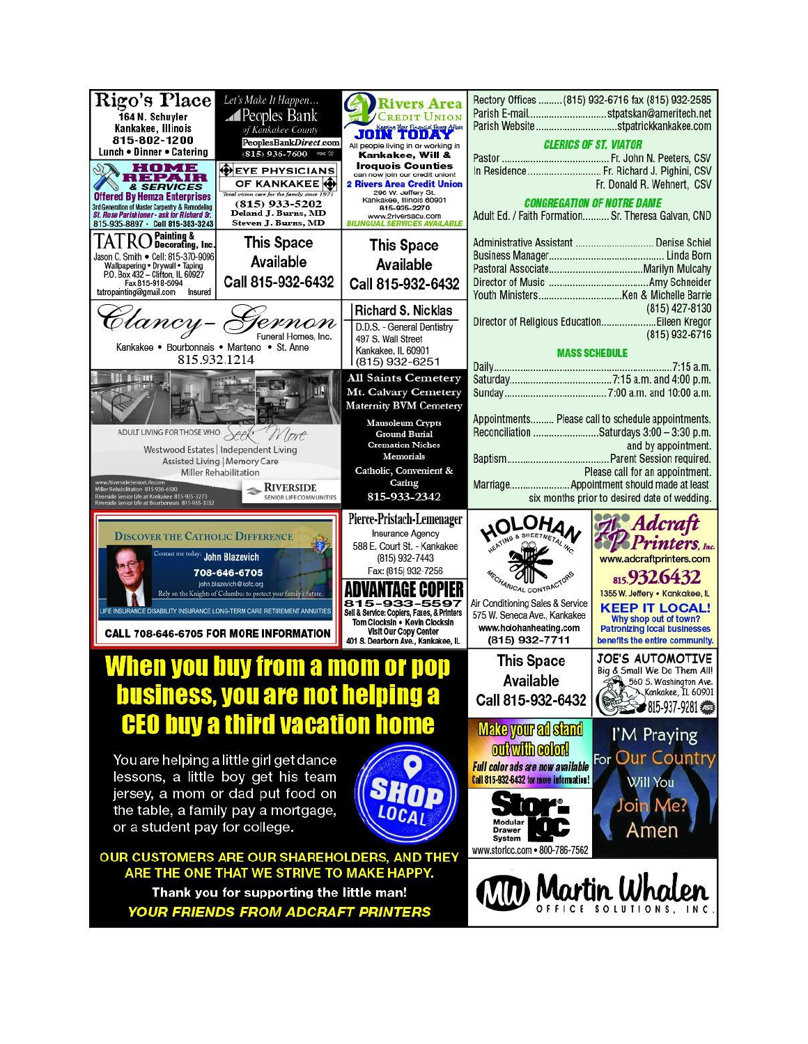**Rigo's Place**
164 N. Schuyler
Kankakee, Illinois
815-802-1200
Lunch • Dinner • Catering

*Let's Make It Happen...*
**Peoples Bank** of Kankakee County
PeoplesBankDirect.com
(815) 936-7600

**Rivers Area Credit Union**
Keeping Your Financial Focus Afloat
**JOIN TODAY**
All people living in or working in
**Kankakee, Will & Iroquois Counties**
can now join our credit union!
**2 Rivers Area Credit Union**
290 W. Jeffery St.
Kankakee, Illinois 60901
815-935-2270
www.2riversacu.com
*BILINGUAL SERVICES AVAILABLE*

**HOME REPAIR & SERVICES**
Offered By Hemza Enterprises
3rd Generation of Master Carpentry & Remodeling
*St. Rose Parishioner - ask for Richard Sr.*
815-935-8897 · Cell 815-383-3243

**EYE PHYSICIANS OF KANKAKEE**
*Total vision care for the family since 1971*
(815) 933-5202
Deland J. Burns, MD
Steven J. Burns, MD

**TATRO Painting & Decorating, Inc.**
Jason C. Smith • Cell: 815-370-9096
Wallpapering • Drywall • Taping
P.O. Box 432 – Clifton, IL 60927
Fax 815-918-5094
tatropainting@gmail.com Insured

This Space Available
Call 815-932-6432

This Space Available
Call 815-932-6432

**Clancy-Gernon Funeral Homes, Inc.**
Kankakee • Bourbonnais • Manteno • St. Anne
815.932.1214

**Richard S. Nicklas**
D.D.S. - General Dentistry
497 S. Wall Street
Kankakee, IL 60901
(815) 932-6251

ADULT LIVING FOR THOSE WHO *Seek More*
Westwood Estates | Independent Living
Assisted Living | Memory Care
Miller Rehabilitation
www.RiversideSeniorLife.com
Miller Rehabilitation 815-936-6500
Riverside Senior Life at Kankakee 815-935-3273
Riverside Senior Life at Bourbonnais 815-935-3332
**RIVERSIDE** SENIOR LIFE COMMUNITIES

**All Saints Cemetery**
**Mt. Calvary Cemetery**
**Maternity BVM Cemetery**
Mausoleum Crypts
Ground Burial
Cremation Niches
Memorials
Catholic, Convenient & Caring
815-933-2342

Rectory Offices .........(815) 932-6716 fax (815) 932-2585
Parish E-mail............................stpatskan@ameritech.net
Parish Website..............................stpatrickkankakee.com

### CLERICS OF ST. VIATOR

Pastor .......................................... Fr. John N. Peeters, CSV
In Residence ............................ Fr. Richard J. Pighini, CSV
Fr. Donald R. Wehnert, CSV

### CONGREGATION OF NOTRE DAME

Adult Ed. / Faith Formation.......... Sr. Theresa Galvan, CND

Administrative Assistant .............................. Denise Schiel
Business Manager............................................ Linda Born
Pastoral Associate...................................Marilyn Mulcahy
Director of Music .....................................Amy Schneider
Youth Ministers...............................Ken & Michelle Barrie
(815) 427-8130
Director of Religious Education....................Eileen Kregor
(815) 932-6716

### MASS SCHEDULE

Daily.....................................................................7:15 a.m.
Saturday.......................................7:15 a.m. and 4:00 p.m.
Sunday.......................................7:00 a.m. and 10:00 a.m.

Appointments......... Please call to schedule appointments.
Reconciliation .........................Saturdays 3:00 – 3:30 p.m.
and by appointment.
Baptism.......................................Parent Session required.
Please call for an appointment.
Marriage....................... Appointment should made at least
six months prior to desired date of wedding.

**DISCOVER THE CATHOLIC DIFFERENCE**
Contact me today: **John Blazevich**
708-646-6705
john.blazevich@kofc.org
Rely on the Knights of Columbus to protect your family's future.
LIFE INSURANCE DISABILITY INSURANCE LONG-TERM CARE RETIREMENT ANNUITIES
**CALL 708-646-6705 FOR MORE INFORMATION**

**Pierce-Pristach-Lemenager**
Insurance Agency
588 E. Court St. - Kankakee
(815) 932-7443
Fax: (815) 932-7256

**ADVANTAGE COPIER**
815-933-5597
Sell & Service: Copiers, Faxes, & Printers
Tom Clocksin • Kevin Clocksin
Visit Our Copy Center
401 S. Dearborn Ave., Kankakee, IL

**HOLOHAN HEATING & SHEETMETAL INC.**
MECHANICAL CONTRACTORS
Air Conditioning Sales & Service
575 W. Seneca Ave., Kankakee
www.holohanheating.com
(815) 932-7711

**Adcraft Printers, Inc.**
www.adcraftprinters.com
815.932.6432
1355 W. Jeffery • Kankakee, IL
**KEEP IT LOCAL!**
Why shop out of town?
Patronizing local businesses benefits the entire community.

## When you buy from a mom or pop business, you are not helping a CEO buy a third vacation home

You are helping a little girl get dance lessons, a little boy get his team jersey, a mom or dad put food on the table, a family pay a mortgage, or a student pay for college.

SHOP LOCAL

**OUR CUSTOMERS ARE OUR SHAREHOLDERS, AND THEY ARE THE ONE THAT WE STRIVE TO MAKE HAPPY.**

**Thank you for supporting the little man!**

***YOUR FRIENDS FROM ADCRAFT PRINTERS***

This Space Available
Call 815-932-6432

**JOE'S AUTOMOTIVE**
Big & Small We Do Them All!
560 S. Washington Ave.
Kankakee, IL 60901
815-937-9281

**Make your ad stand out with color!**
*Full color ads are now available*
Call 815-932-6432 for more information!

**Stor-Loc**
Modular Drawer System
www.storloc.com • 800-786-7562

I'M Praying For Our Country
Will You Join Me?
Amen

**Martin Whalen** OFFICE SOLUTIONS, INC.